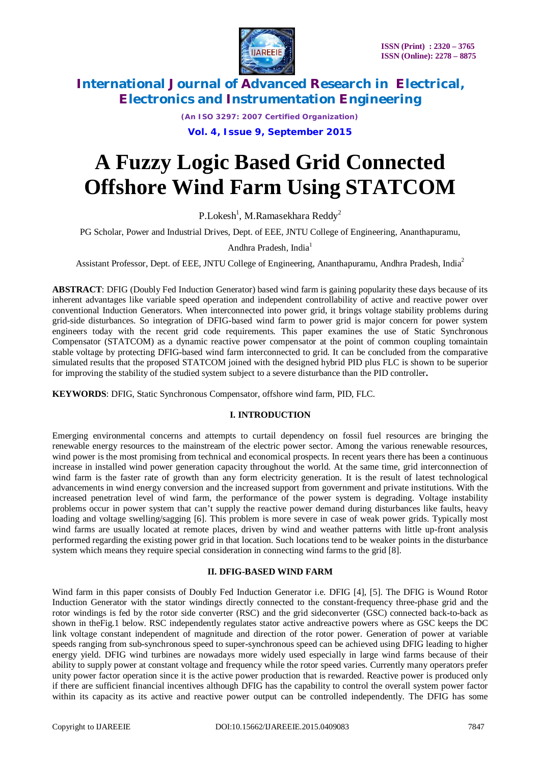# A Fuzzy Logic Based Grid Connected Offshore Wind Farm Using STATCOM

P.Lokesh[1], M.Ramasekhara Reddy[2]

PG Scholar, Power and Industrial Drives, Dept. of EEE, JNTU College of Engineering, Ananthapuramu, Andhra Pradesh, India[1]

Assistant Professor, Dept. of EEE, JNTU College of Engineering, Ananthapuramu, Andhra Pradesh, India[2]

**ABSTRACT**: DFIG (Doubly Fed Induction Generator) based wind farm is gaining popularity these days because of its inherent advantages like variable speed operation and independent controllability of active and reactive power over conventional Induction Generators. When interconnected into power grid, it brings voltage stability problems during grid-side disturbances. So integration of DFIG-based wind farm to power grid is major concern for power system engineers today with the recent grid code requirements. This paper examines the use of Static Synchronous Compensator (STATCOM) as a dynamic reactive power compensator at the point of common coupling tomaintain stable voltage by protecting DFIG-based wind farm interconnected to grid. It can be concluded from the comparative simulated results that the proposed STATCOM joined with the designed hybrid PID plus FLC is shown to be superior for improving the stability of the studied system subject to a severe disturbance than the PID controller**.**

**KEYWORDS**: DFIG, Static Synchronous Compensator, offshore wind farm, PID, FLC.

## I. INTRODUCTION

Emerging environmental concerns and attempts to curtail dependency on fossil fuel resources are bringing the renewable energy resources to the mainstream of the electric power sector. Among the various renewable resources, wind power is the most promising from technical and economical prospects. In recent years there has been a continuous increase in installed wind power generation capacity throughout the world. At the same time, grid interconnection of wind farm is the faster rate of growth than any form electricity generation. It is the result of latest technological advancements in wind energy conversion and the increased support from government and private institutions. With the increased penetration level of wind farm, the performance of the power system is degrading. Voltage instability problems occur in power system that can't supply the reactive power demand during disturbances like faults, heavy loading and voltage swelling/sagging [6]. This problem is more severe in case of weak power grids. Typically most wind farms are usually located at remote places, driven by wind and weather patterns with little up-front analysis performed regarding the existing power grid in that location. Such locations tend to be weaker points in the disturbance system which means they require special consideration in connecting wind farms to the grid [8].

## II. DFIG-BASED WIND FARM

Wind farm in this paper consists of Doubly Fed Induction Generator i.e. DFIG [4], [5]. The DFIG is Wound Rotor Induction Generator with the stator windings directly connected to the constant-frequency three-phase grid and the rotor windings is fed by the rotor side converter (RSC) and the grid sideconverter (GSC) connected back-to-back as shown in theFig.1 below. RSC independently regulates stator active andreactive powers where as GSC keeps the DC link voltage constant independent of magnitude and direction of the rotor power. Generation of power at variable speeds ranging from sub-synchronous speed to super-synchronous speed can be achieved using DFIG leading to higher energy yield. DFIG wind turbines are nowadays more widely used especially in large wind farms because of their ability to supply power at constant voltage and frequency while the rotor speed varies. Currently many operators prefer unity power factor operation since it is the active power production that is rewarded. Reactive power is produced only if there are sufficient financial incentives although DFIG has the capability to control the overall system power factor within its capacity as its active and reactive power output can be controlled independently. The DFIG has some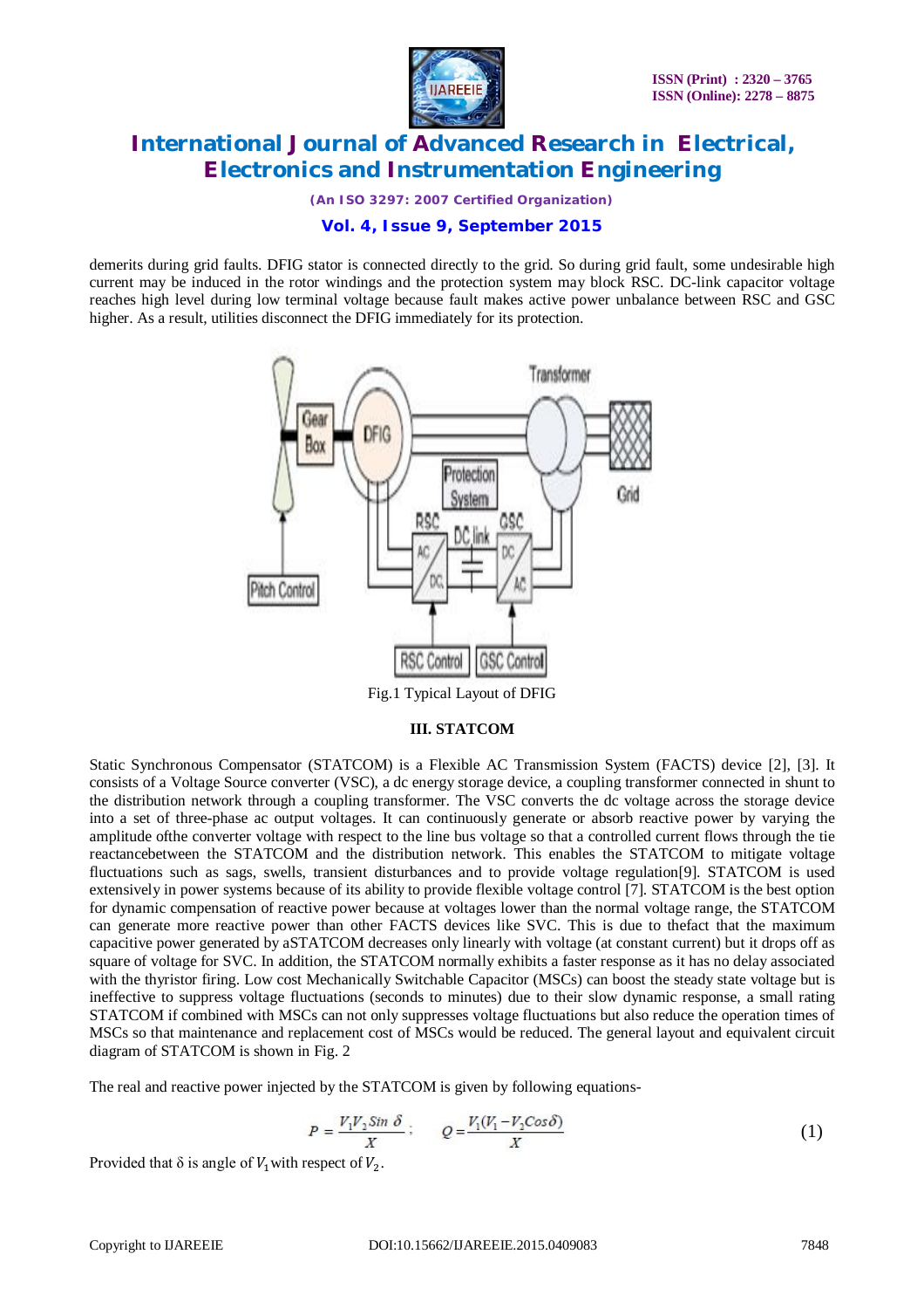demerits during grid faults. DFIG stator is connected directly to the grid. So during grid fault, some undesirable high current may be induced in the rotor windings and the protection system may block RSC. DC-link capacitor voltage reaches high level during low terminal voltage because fault makes active power unbalance between RSC and GSC higher. As a result, utilities disconnect the DFIG immediately for its protection.

Fig.1 Typical Layout of DFIG

### III. STATCOM

Static Synchronous Compensator (STATCOM) is a Flexible AC Transmission System (FACTS) device [2], [3]. It consists of a Voltage Source converter (VSC), a dc energy storage device, a coupling transformer connected in shunt to the distribution network through a coupling transformer. The VSC converts the dc voltage across the storage device into a set of three-phase ac output voltages. It can continuously generate or absorb reactive power by varying the amplitude ofthe converter voltage with respect to the line bus voltage so that a controlled current flows through the tie reactancebetween the STATCOM and the distribution network. This enables the STATCOM to mitigate voltage fluctuations such as sags, swells, transient disturbances and to provide voltage regulation[9]. STATCOM is used extensively in power systems because of its ability to provide flexible voltage control [7]. STATCOM is the best option for dynamic compensation of reactive power because at voltages lower than the normal voltage range, the STATCOM can generate more reactive power than other FACTS devices like SVC. This is due to thefact that the maximum capacitive power generated by aSTATCOM decreases only linearly with voltage (at constant current) but it drops off as square of voltage for SVC. In addition, the STATCOM normally exhibits a faster response as it has no delay associated with the thyristor firing. Low cost Mechanically Switchable Capacitor (MSCs) can boost the steady state voltage but is ineffective to suppress voltage fluctuations (seconds to minutes) due to their slow dynamic response, a small rating STATCOM if combined with MSCs can not only suppresses voltage fluctuations but also reduce the operation times of MSCs so that maintenance and replacement cost of MSCs would be reduced. The general layout and equivalent circuit diagram of STATCOM is shown in Fig. 2

The real and reactive power injected by the STATCOM is given by following equations-

$$P = \frac{V_1 V_2 \sin\delta}{X}; \qquad Q = \frac{V_1 (V_1 - V_2 \cos\delta)}{X} \tag{1}$$

Provided that δ is angle of $V_1$ with respect of $V_2$.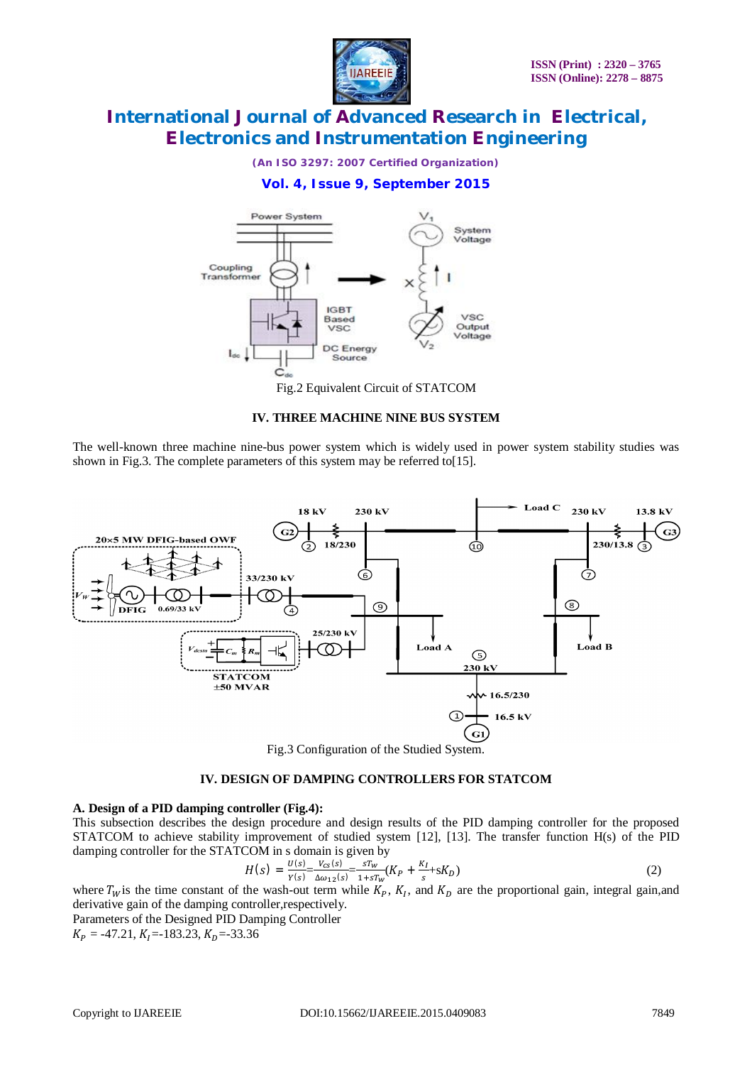Fig.2 Equivalent Circuit of STATCOM

### IV. THREE MACHINE NINE BUS SYSTEM

The well-known three machine nine-bus power system which is widely used in power system stability studies was shown in Fig.3. The complete parameters of this system may be referred to[15].

Fig.3 Configuration of the Studied System.

### IV. DESIGN OF DAMPING CONTROLLERS FOR STATCOM

**A. Design of a PID damping controller (Fig.4):**

This subsection describes the design procedure and design results of the PID damping controller for the proposed STATCOM to achieve stability improvement of studied system [12], [13]. The transfer function H(s) of the PID damping controller for the STATCOM in s domain is given by

$$H(s) = \frac{U(s)}{Y(s)} = \frac{V_{CS}(s)}{\Delta\omega_{12}(s)} = \frac{sT_W}{1+sT_W}\left(K_P + \frac{K_I}{s} + sK_D\right) \quad (2)$$

where $T_W$ is the time constant of the wash-out term while $K_P$, $K_I$, and $K_D$ are the proportional gain, integral gain,and derivative gain of the damping controller,respectively.

Parameters of the Designed PID Damping Controller

$K_P$ = -47.21, $K_I$=-183.23, $K_D$=-33.36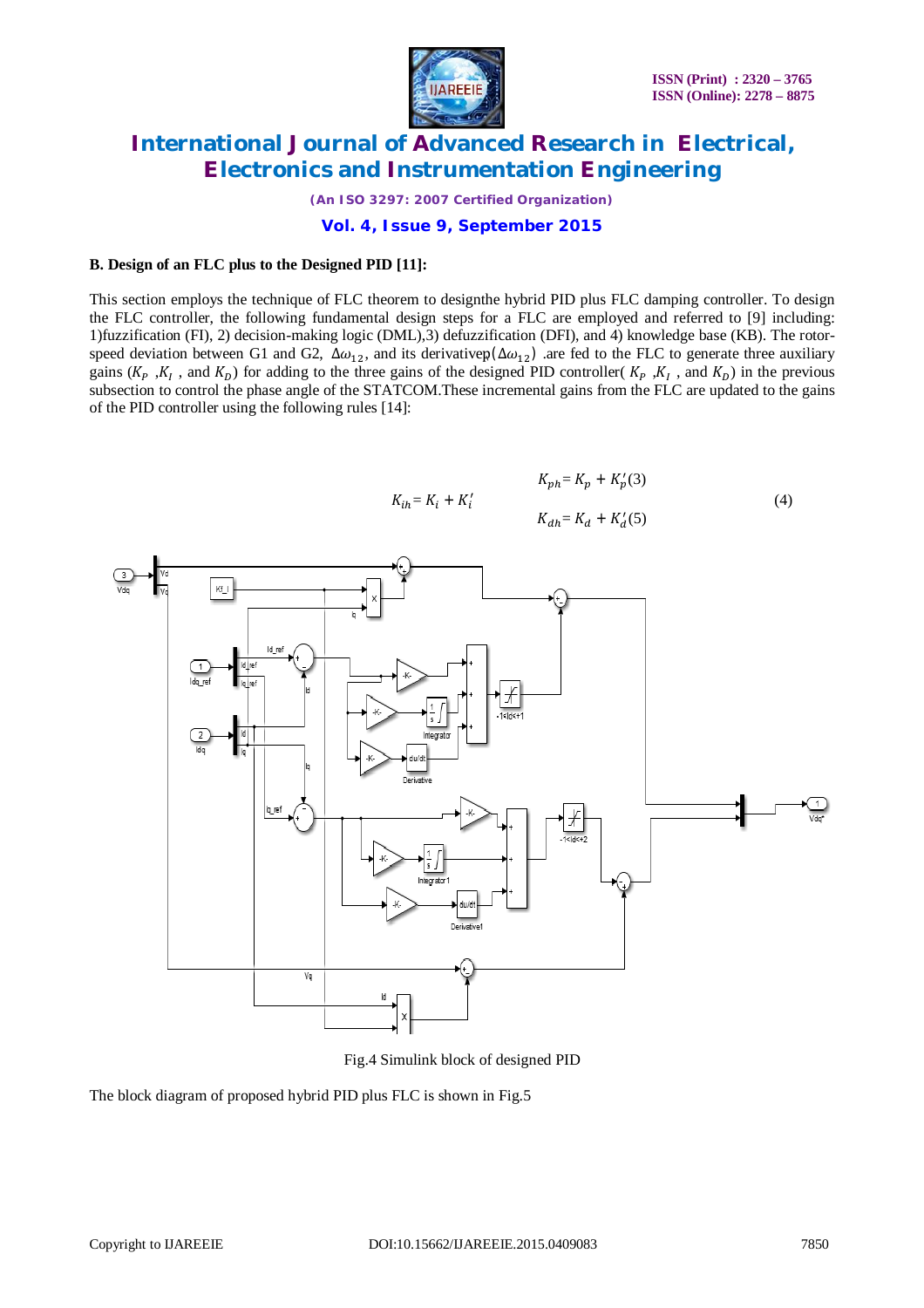### B. Design of an FLC plus to the Designed PID [11]:

This section employs the technique of FLC theorem to designthe hybrid PID plus FLC damping controller. To design the FLC controller, the following fundamental design steps for a FLC are employed and referred to [9] including: 1)fuzzification (FI), 2) decision-making logic (DML),3) defuzzification (DFI), and 4) knowledge base (KB). The rotor-speed deviation between G1 and G2, $\Delta\omega_{12}$, and its derivativep$(\Delta\omega_{12})$ .are fed to the FLC to generate three auxiliary gains ($K_P$ ,$K_I$ , and $K_D$) for adding to the three gains of the designed PID controller( $K_P$ ,$K_I$ , and $K_D$) in the previous subsection to control the phase angle of the STATCOM.These incremental gains from the FLC are updated to the gains of the PID controller using the following rules [14]:

$$K_{ph} = K_p + K_p' \quad (3)$$

$$K_{ih} = K_i + K_i' \quad (4)$$

$$K_{dh} = K_d + K_d' \quad (5)$$

Fig.4 Simulink block of designed PID

The block diagram of proposed hybrid PID plus FLC is shown in Fig.5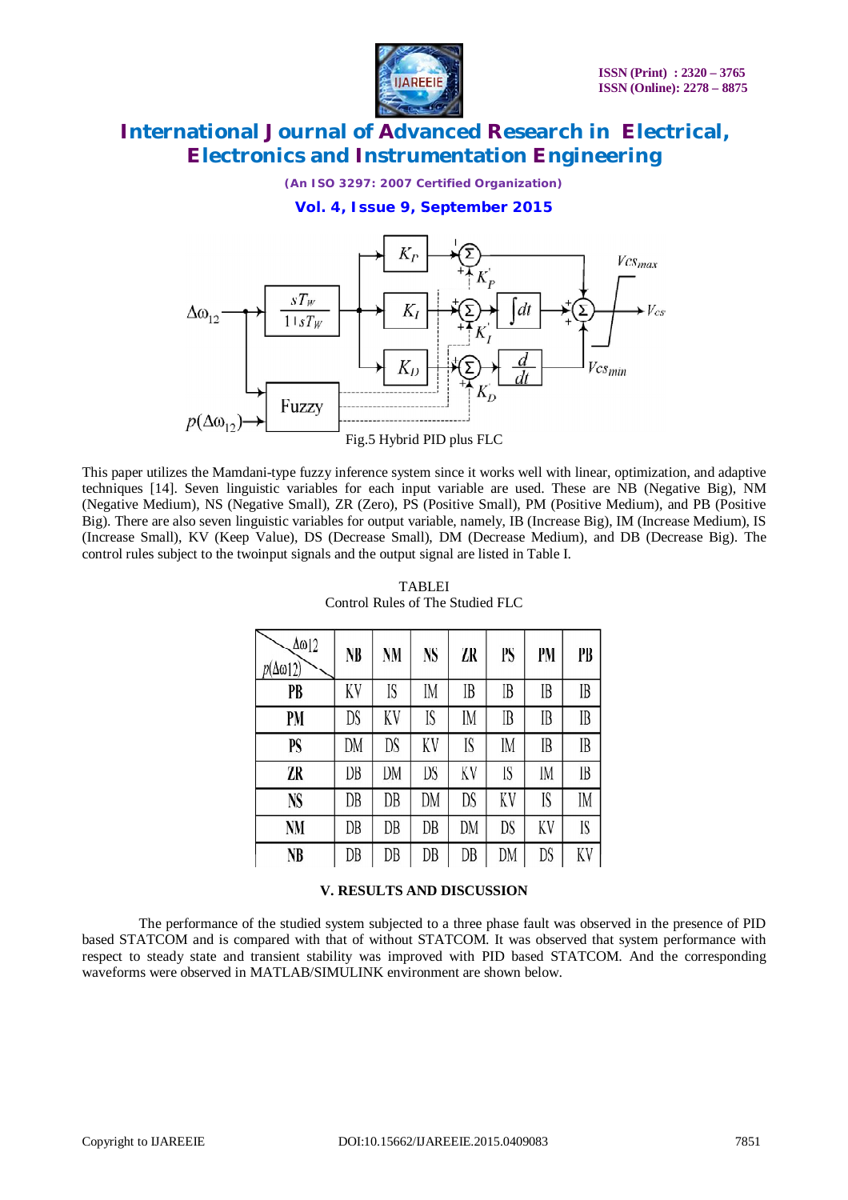Fig.5 Hybrid PID plus FLC

This paper utilizes the Mamdani-type fuzzy inference system since it works well with linear, optimization, and adaptive techniques [14]. Seven linguistic variables for each input variable are used. These are NB (Negative Big), NM (Negative Medium), NS (Negative Small), ZR (Zero), PS (Positive Small), PM (Positive Medium), and PB (Positive Big). There are also seven linguistic variables for output variable, namely, IB (Increase Big), IM (Increase Medium), IS (Increase Small), KV (Keep Value), DS (Decrease Small), DM (Decrease Medium), and DB (Decrease Big). The control rules subject to the twoinput signals and the output signal are listed in Table I.

TABLEI
Control Rules of The Studied FLC

| $p(\Delta\omega 12)$ \ $\Delta\omega 12$ | NB | NM | NS | ZR | PS | PM | PB |
|---|---|---|---|---|---|---|---|
| PB | KV | IS | IM | IB | IB | IB | IB |
| PM | DS | KV | IS | IM | IB | IB | IB |
| PS | DM | DS | KV | IS | IM | IB | IB |
| ZR | DB | DM | DS | KV | IS | IM | IB |
| NS | DB | DB | DM | DS | KV | IS | IM |
| NM | DB | DB | DB | DM | DS | KV | IS |
| NB | DB | DB | DB | DB | DM | DS | KV |

## V. RESULTS AND DISCUSSION

The performance of the studied system subjected to a three phase fault was observed in the presence of PID based STATCOM and is compared with that of without STATCOM. It was observed that system performance with respect to steady state and transient stability was improved with PID based STATCOM. And the corresponding waveforms were observed in MATLAB/SIMULINK environment are shown below.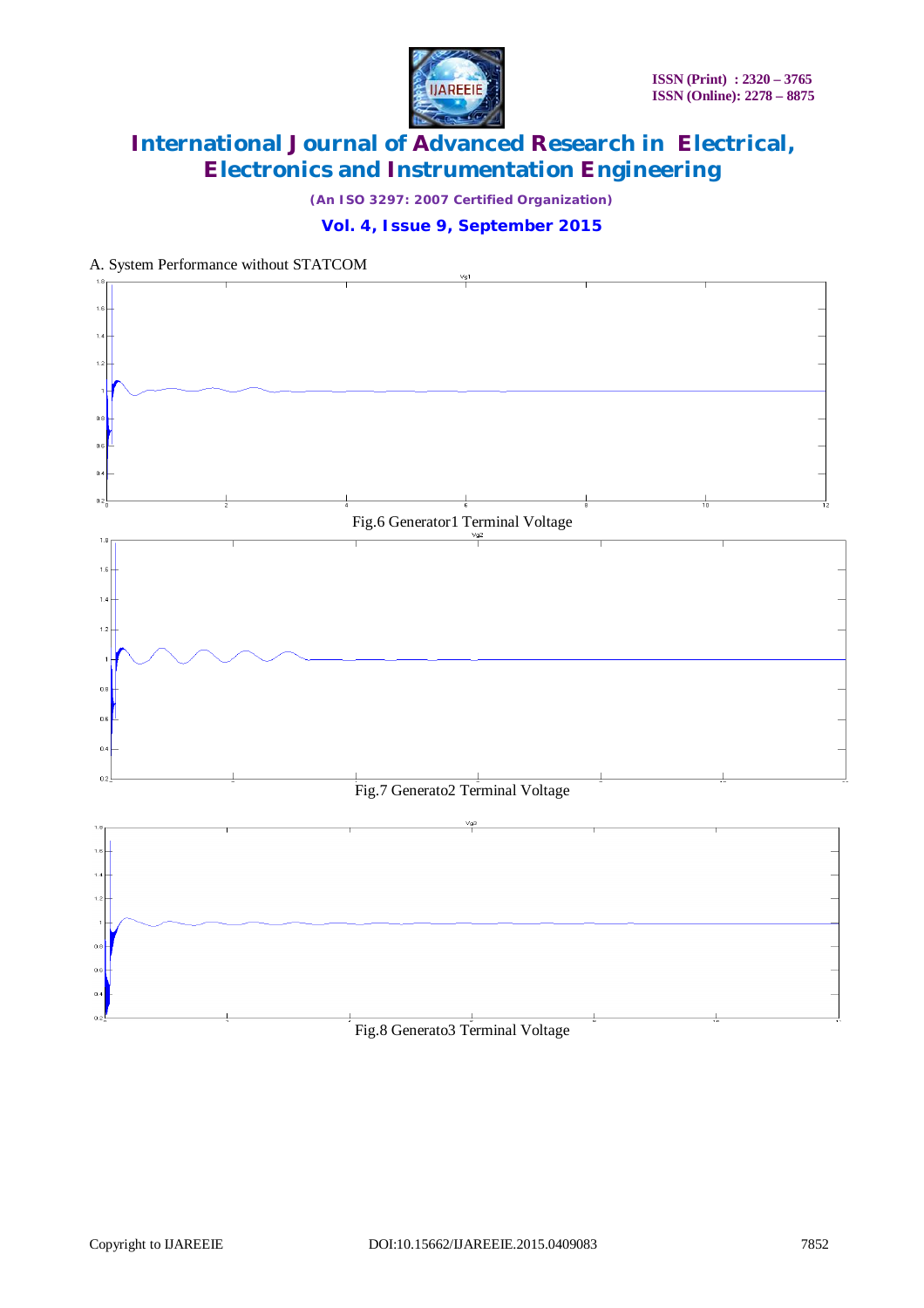A. System Performance without STATCOM

Fig.6 Generator1 Terminal Voltage

Fig.7 Generato2 Terminal Voltage

Fig.8 Generato3 Terminal Voltage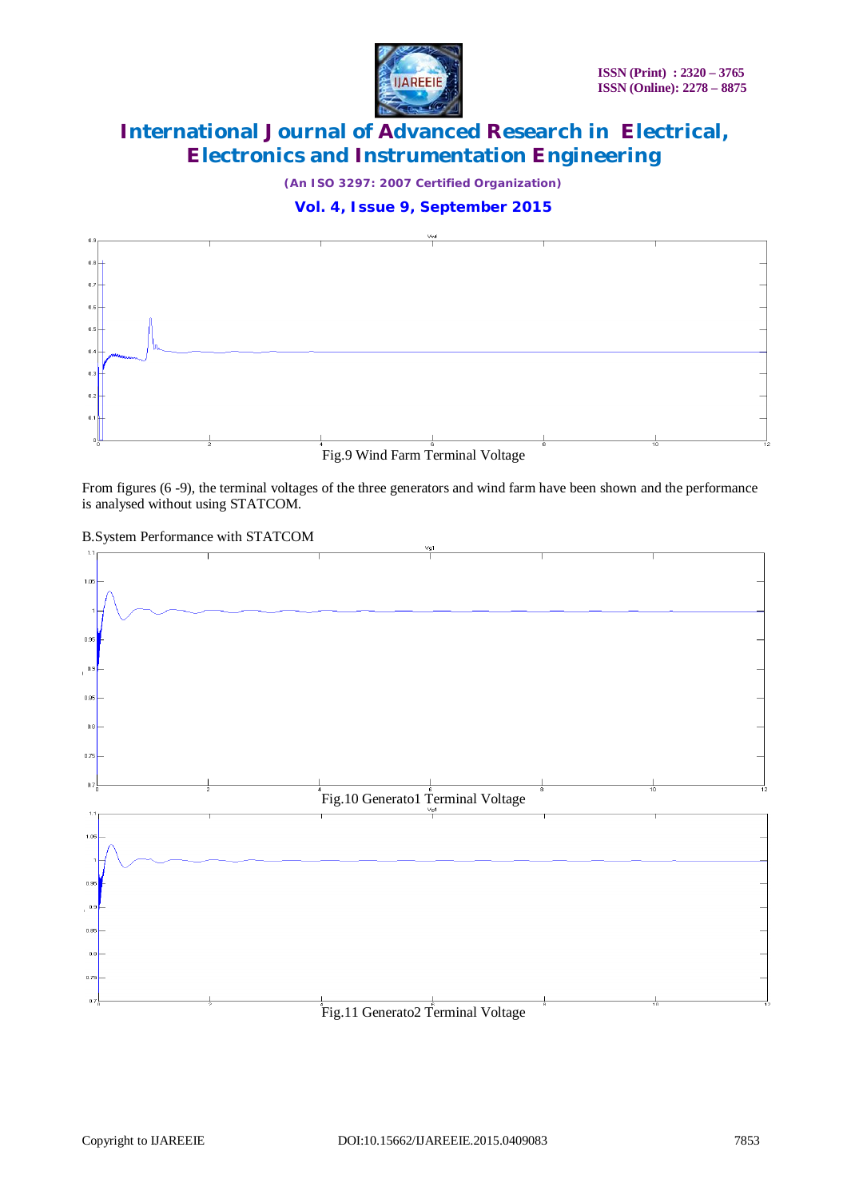Fig.9 Wind Farm Terminal Voltage

From figures (6 -9), the terminal voltages of the three generators and wind farm have been shown and the performance is analysed without using STATCOM.

B.System Performance with STATCOM

Fig.10 Generato1 Terminal Voltage

Fig.11 Generato2 Terminal Voltage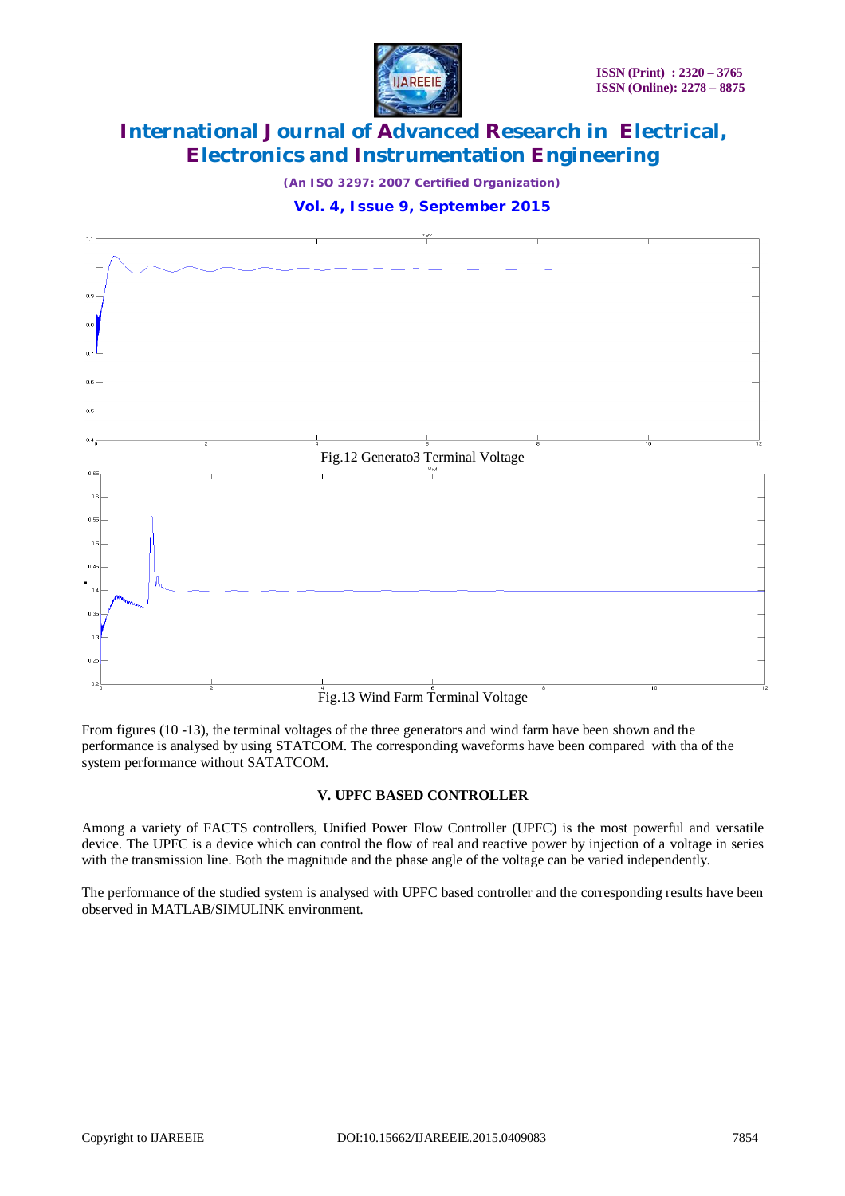Fig.12 Generato3 Terminal Voltage

Fig.13 Wind Farm Terminal Voltage

From figures (10 -13), the terminal voltages of the three generators and wind farm have been shown and the performance is analysed by using STATCOM. The corresponding waveforms have been compared with tha of the system performance without SATATCOM.

## V. UPFC BASED CONTROLLER

Among a variety of FACTS controllers, Unified Power Flow Controller (UPFC) is the most powerful and versatile device. The UPFC is a device which can control the flow of real and reactive power by injection of a voltage in series with the transmission line. Both the magnitude and the phase angle of the voltage can be varied independently.

The performance of the studied system is analysed with UPFC based controller and the corresponding results have been observed in MATLAB/SIMULINK environment.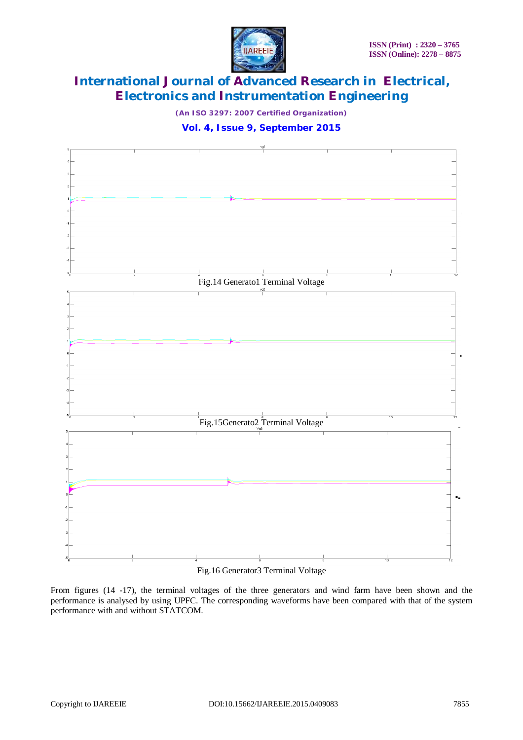Fig.14 Generato1 Terminal Voltage

Fig.15Generato2 Terminal Voltage

Fig.16 Generator3 Terminal Voltage

From figures (14 -17), the terminal voltages of the three generators and wind farm have been shown and the performance is analysed by using UPFC. The corresponding waveforms have been compared with that of the system performance with and without STATCOM.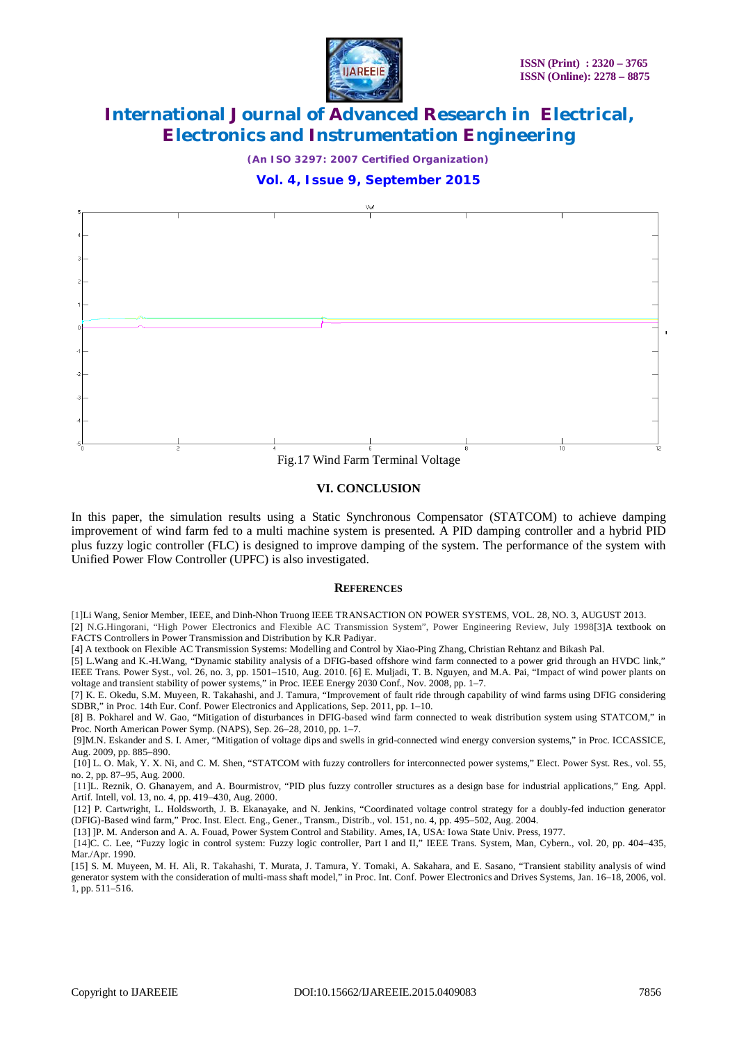Vwf

5
4
3
2
1
0
-1
-2
-3
-4
-5

0 2 4 6 8 10 12

Fig.17 Wind Farm Terminal Voltage

## VI. CONCLUSION

In this paper, the simulation results using a Static Synchronous Compensator (STATCOM) to achieve damping improvement of wind farm fed to a multi machine system is presented. A PID damping controller and a hybrid PID plus fuzzy logic controller (FLC) is designed to improve damping of the system. The performance of the system with Unified Power Flow Controller (UPFC) is also investigated.

## REFERENCES

[1]Li Wang, Senior Member, IEEE, and Dinh-Nhon Truong IEEE TRANSACTION ON POWER SYSTEMS, VOL. 28, NO. 3, AUGUST 2013.

[2] N.G.Hingorani, "High Power Electronics and Flexible AC Transmission System", Power Engineering Review, July 1998[3]A textbook on FACTS Controllers in Power Transmission and Distribution by K.R Padiyar.

[4] A textbook on Flexible AC Transmission Systems: Modelling and Control by Xiao-Ping Zhang, Christian Rehtanz and Bikash Pal.

[5] L.Wang and K.-H.Wang, "Dynamic stability analysis of a DFIG-based offshore wind farm connected to a power grid through an HVDC link," IEEE Trans. Power Syst., vol. 26, no. 3, pp. 1501–1510, Aug. 2010. [6] E. Muljadi, T. B. Nguyen, and M.A. Pai, "Impact of wind power plants on voltage and transient stability of power systems," in Proc. IEEE Energy 2030 Conf., Nov. 2008, pp. 1–7.

[7] K. E. Okedu, S.M. Muyeen, R. Takahashi, and J. Tamura, "Improvement of fault ride through capability of wind farms using DFIG considering SDBR," in Proc. 14th Eur. Conf. Power Electronics and Applications, Sep. 2011, pp. 1–10.

[8] B. Pokharel and W. Gao, "Mitigation of disturbances in DFIG-based wind farm connected to weak distribution system using STATCOM," in Proc. North American Power Symp. (NAPS), Sep. 26–28, 2010, pp. 1–7.

[9]M.N. Eskander and S. I. Amer, "Mitigation of voltage dips and swells in grid-connected wind energy conversion systems," in Proc. ICCASSICE, Aug. 2009, pp. 885–890.

[10] L. O. Mak, Y. X. Ni, and C. M. Shen, "STATCOM with fuzzy controllers for interconnected power systems," Elect. Power Syst. Res., vol. 55, no. 2, pp. 87–95, Aug. 2000.

[11]L. Reznik, O. Ghanayem, and A. Bourmistrov, "PID plus fuzzy controller structures as a design base for industrial applications," Eng. Appl. Artif. Intell, vol. 13, no. 4, pp. 419–430, Aug. 2000.

[12] P. Cartwright, L. Holdsworth, J. B. Ekanayake, and N. Jenkins, "Coordinated voltage control strategy for a doubly-fed induction generator (DFIG)-Based wind farm," Proc. Inst. Elect. Eng., Gener., Transm., Distrib., vol. 151, no. 4, pp. 495–502, Aug. 2004.

[13] ]P. M. Anderson and A. A. Fouad, Power System Control and Stability. Ames, IA, USA: Iowa State Univ. Press, 1977.

[14]C. C. Lee, "Fuzzy logic in control system: Fuzzy logic controller, Part I and II," IEEE Trans. System, Man, Cybern., vol. 20, pp. 404–435, Mar./Apr. 1990.

[15] S. M. Muyeen, M. H. Ali, R. Takahashi, T. Murata, J. Tamura, Y. Tomaki, A. Sakahara, and E. Sasano, "Transient stability analysis of wind generator system with the consideration of multi-mass shaft model," in Proc. Int. Conf. Power Electronics and Drives Systems, Jan. 16–18, 2006, vol. 1, pp. 511–516.